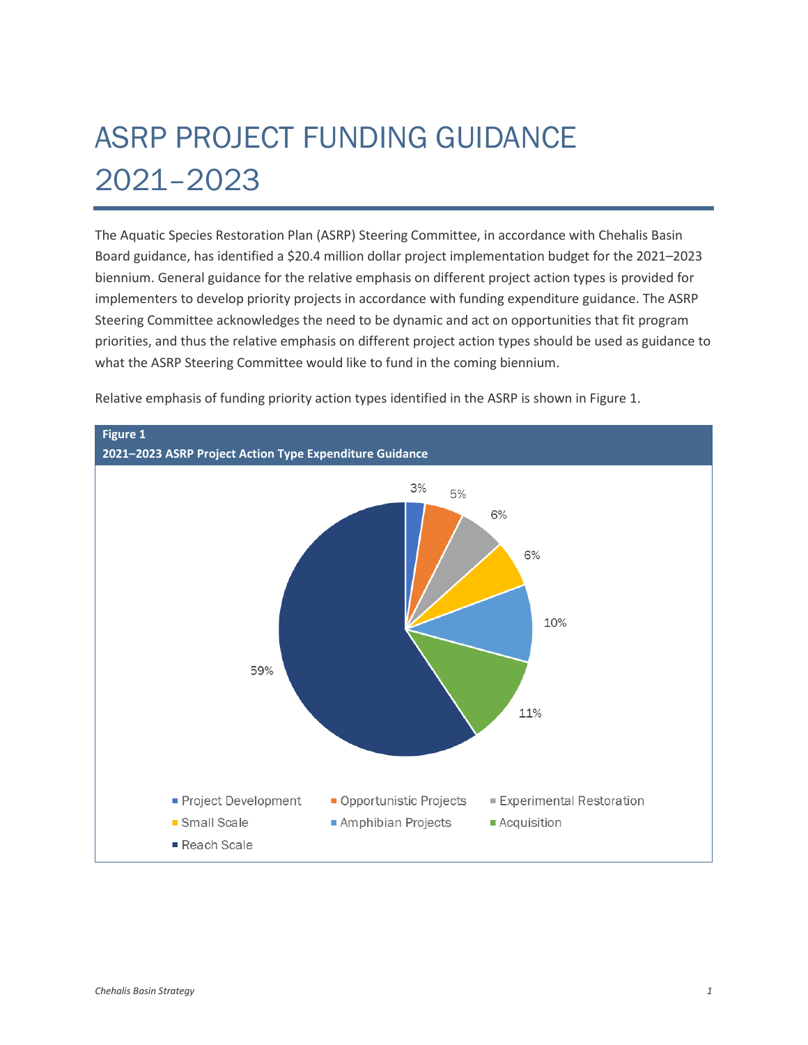# ASRP PROJECT FUNDING GUIDANCE 2021–2023

The Aquatic Species Restoration Plan (ASRP) Steering Committee, in accordance with Chehalis Basin Board guidance, has identified a $20.4 million dollar project implementation budget for the 2021–2023 biennium. General guidance for the relative emphasis on different project action types is provided for implementers to develop priority projects in accordance with funding expenditure guidance. The ASRP Steering Committee acknowledges the need to be dynamic and act on opportunities that fit program priorities, and thus the relative emphasis on different project action types should be used as guidance to what the ASRP Steering Committee would like to fund in the coming biennium.

Relative emphasis of funding priority action types identified in the ASRP is shown in Figure 1.

**Figure 1**
**2021–2023 ASRP Project Action Type Expenditure Guidance**

| Action Type | Percentage |
|---|---|
| Project Development | 3% |
| Opportunistic Projects | 5% |
| Experimental Restoration | 6% |
| Small Scale | 6% |
| Amphibian Projects | 10% |
| Acquisition | 11% |
| Reach Scale | 59% |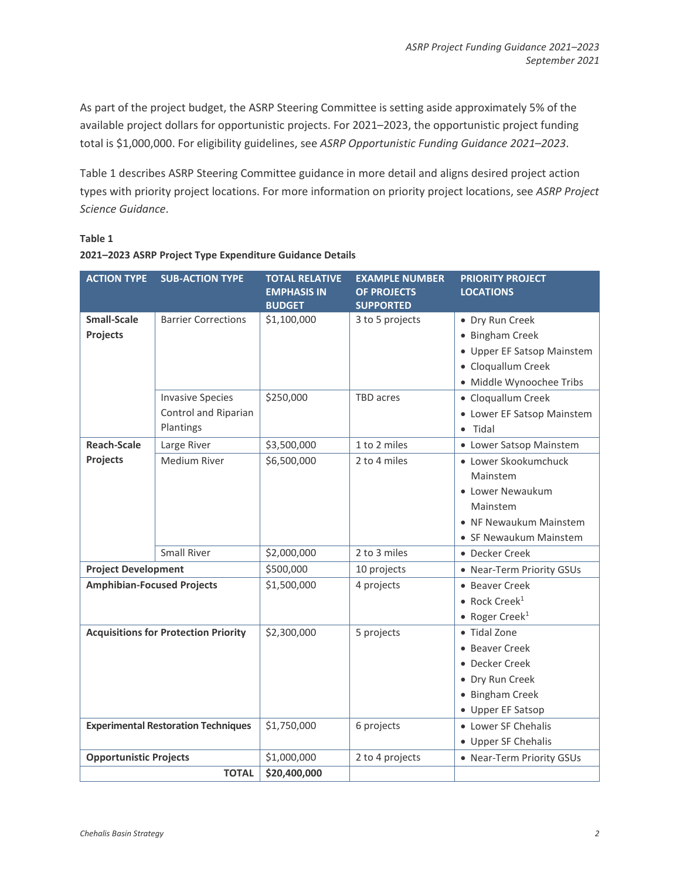As part of the project budget, the ASRP Steering Committee is setting aside approximately 5% of the available project dollars for opportunistic projects. For 2021–2023, the opportunistic project funding total is $1,000,000. For eligibility guidelines, see *ASRP Opportunistic Funding Guidance 2021–2023*.

Table 1 describes ASRP Steering Committee guidance in more detail and aligns desired project action types with priority project locations. For more information on priority project locations, see *ASRP Project Science Guidance*.

**Table 1**

**2021–2023 ASRP Project Type Expenditure Guidance Details**

| ACTION TYPE | SUB-ACTION TYPE | TOTAL RELATIVE EMPHASIS IN BUDGET | EXAMPLE NUMBER OF PROJECTS SUPPORTED | PRIORITY PROJECT LOCATIONS |
|---|---|---|---|---|
| **Small-Scale Projects** | Barrier Corrections | $1,100,000 | 3 to 5 projects | • Dry Run Creek<br>• Bingham Creek<br>• Upper EF Satsop Mainstem<br>• Cloquallum Creek<br>• Middle Wynoochee Tribs |
| | Invasive Species Control and Riparian Plantings | $250,000 | TBD acres | • Cloquallum Creek<br>• Lower EF Satsop Mainstem<br>• Tidal |
| **Reach-Scale Projects** | Large River | $3,500,000 | 1 to 2 miles | • Lower Satsop Mainstem |
| | Medium River | $6,500,000 | 2 to 4 miles | • Lower Skookumchuck Mainstem<br>• Lower Newaukum Mainstem<br>• NF Newaukum Mainstem<br>• SF Newaukum Mainstem |
| | Small River | $2,000,000 | 2 to 3 miles | • Decker Creek |
| **Project Development** | | $500,000 | 10 projects | • Near-Term Priority GSUs |
| **Amphibian-Focused Projects** | | $1,500,000 | 4 projects | • Beaver Creek<br>• Rock Creek[1]<br>• Roger Creek[1] |
| **Acquisitions for Protection Priority** | | $2,300,000 | 5 projects | • Tidal Zone<br>• Beaver Creek<br>• Decker Creek<br>• Dry Run Creek<br>• Bingham Creek<br>• Upper EF Satsop |
| **Experimental Restoration Techniques** | | $1,750,000 | 6 projects | • Lower SF Chehalis<br>• Upper SF Chehalis |
| **Opportunistic Projects** | | $1,000,000 | 2 to 4 projects | • Near-Term Priority GSUs |
| | **TOTAL** | **$20,400,000** | | |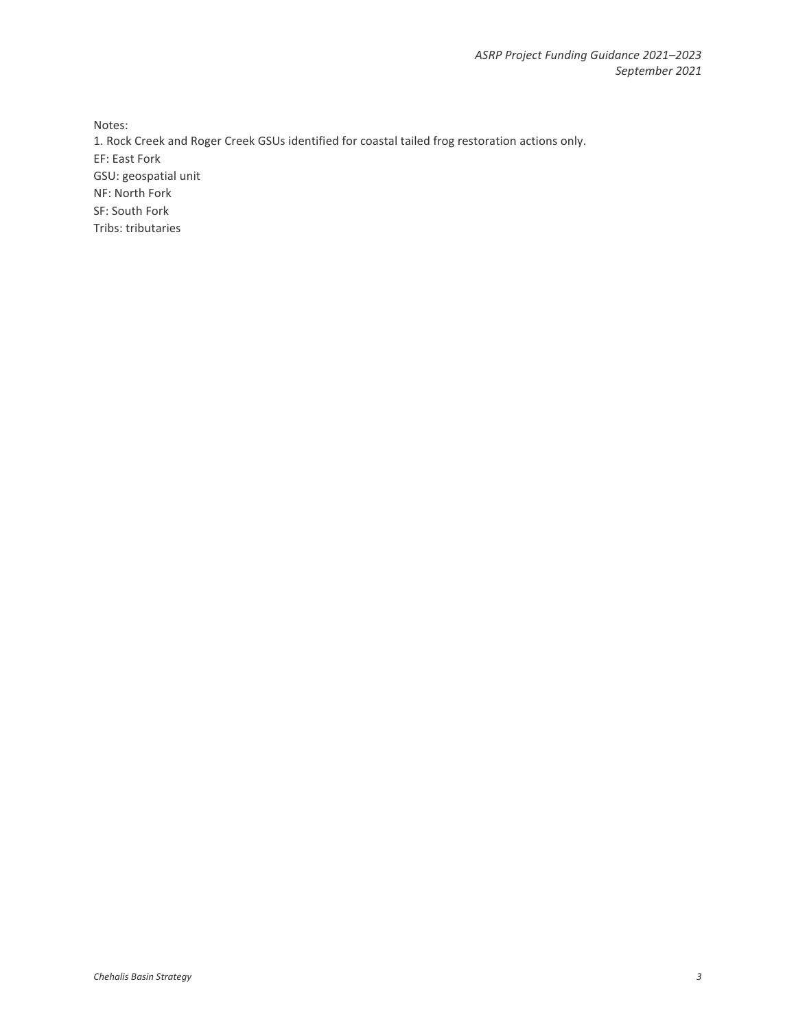Notes:

1. Rock Creek and Roger Creek GSUs identified for coastal tailed frog restoration actions only.

EF: East Fork

GSU: geospatial unit

NF: North Fork

SF: South Fork

Tribs: tributaries